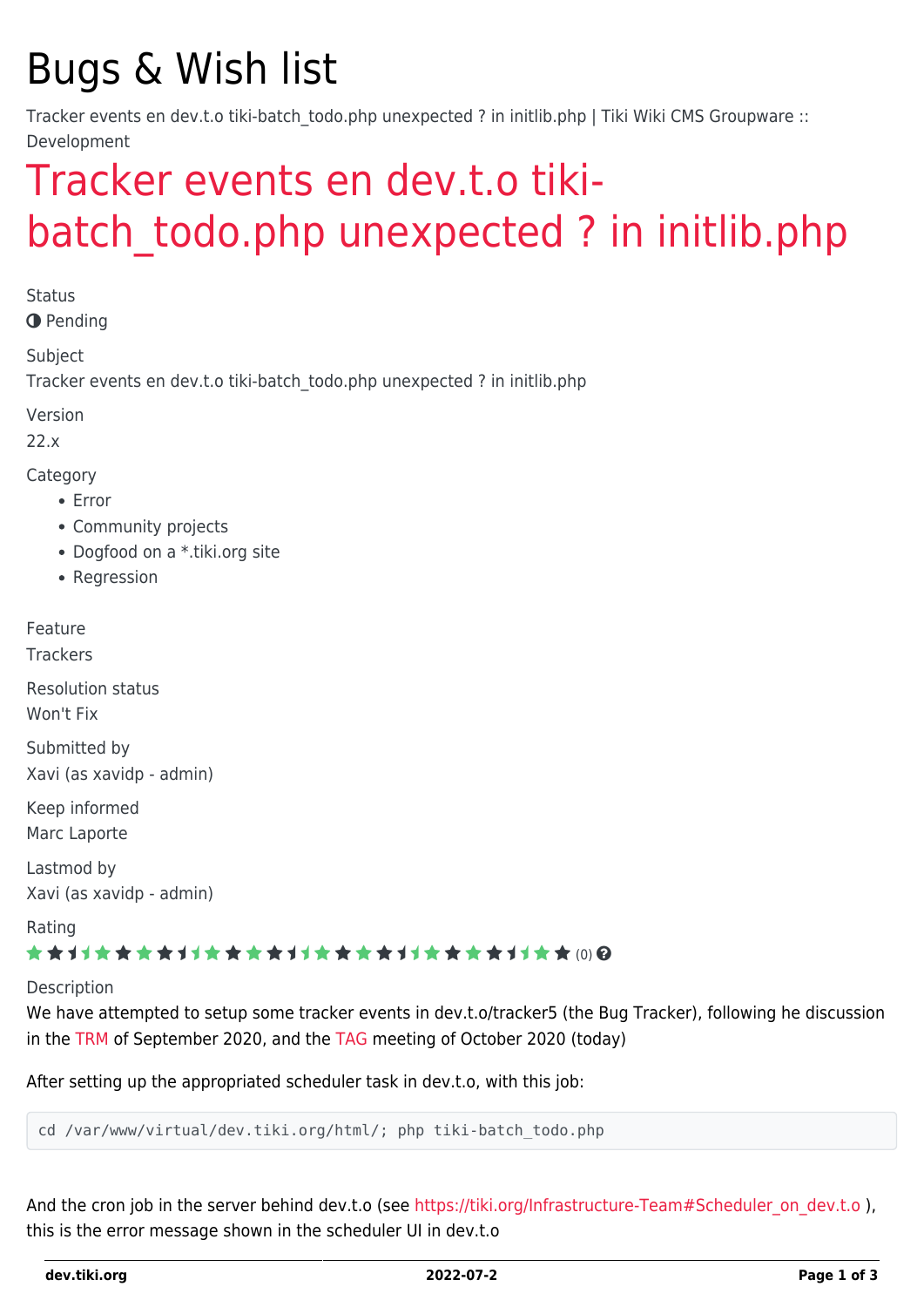# Bugs & Wish list

Tracker events en dev.t.o tiki-batch_todo.php unexpected ? in initlib.php | Tiki Wiki CMS Groupware :: Development

## Tracker events en dev.t.o tiki-batch_todo.php unexpected ? in initlib.php

Status
Pending

Subject
Tracker events en dev.t.o tiki-batch_todo.php unexpected ? in initlib.php

Version
22.x

Category
- Error
- Community projects
- Dogfood on a *.tiki.org site
- Regression

Feature
Trackers

Resolution status
Won't Fix

Submitted by
Xavi (as xavidp - admin)

Keep informed
Marc Laporte

Lastmod by
Xavi (as xavidp - admin)

Rating
(0)

Description
We have attempted to setup some tracker events in dev.t.o/tracker5 (the Bug Tracker), following he discussion in the TRM of September 2020, and the TAG meeting of October 2020 (today)

After setting up the appropriated scheduler task in dev.t.o, with this job:

```
cd /var/www/virtual/dev.tiki.org/html/; php tiki-batch_todo.php
```

And the cron job in the server behind dev.t.o (see https://tiki.org/Infrastructure-Team#Scheduler_on_dev.t.o ), this is the error message shown in the scheduler UI in dev.t.o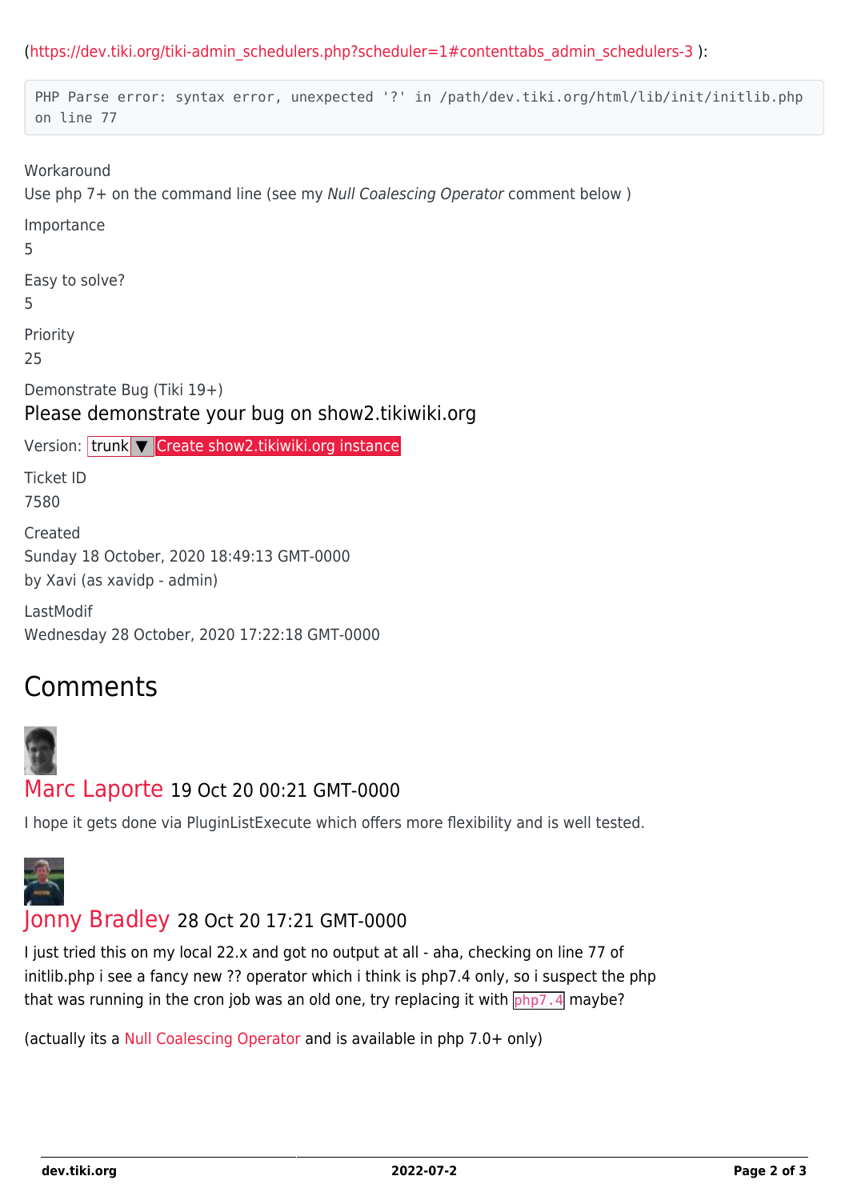(https://dev.tiki.org/tiki-admin_schedulers.php?scheduler=1#contenttabs_admin_schedulers-3 ):

```
PHP Parse error: syntax error, unexpected '?' in /path/dev.tiki.org/html/lib/init/initlib.php on line 77
```

Workaround
Use php 7+ on the command line (see my *Null Coalescing Operator* comment below )

Importance
5

Easy to solve?
5

Priority
25

Demonstrate Bug (Tiki 19+)
Please demonstrate your bug on show2.tikiwiki.org

Version: trunk ▼ Create show2.tikiwiki.org instance

Ticket ID
7580

Created
Sunday 18 October, 2020 18:49:13 GMT-0000
by Xavi (as xavidp - admin)

LastModif
Wednesday 28 October, 2020 17:22:18 GMT-0000

## Comments

Marc Laporte 19 Oct 20 00:21 GMT-0000

I hope it gets done via PluginListExecute which offers more flexibility and is well tested.

Jonny Bradley 28 Oct 20 17:21 GMT-0000

I just tried this on my local 22.x and got no output at all - aha, checking on line 77 of initlib.php i see a fancy new ?? operator which i think is php7.4 only, so i suspect the php that was running in the cron job was an old one, try replacing it with `php7.4` maybe?

(actually its a Null Coalescing Operator and is available in php 7.0+ only)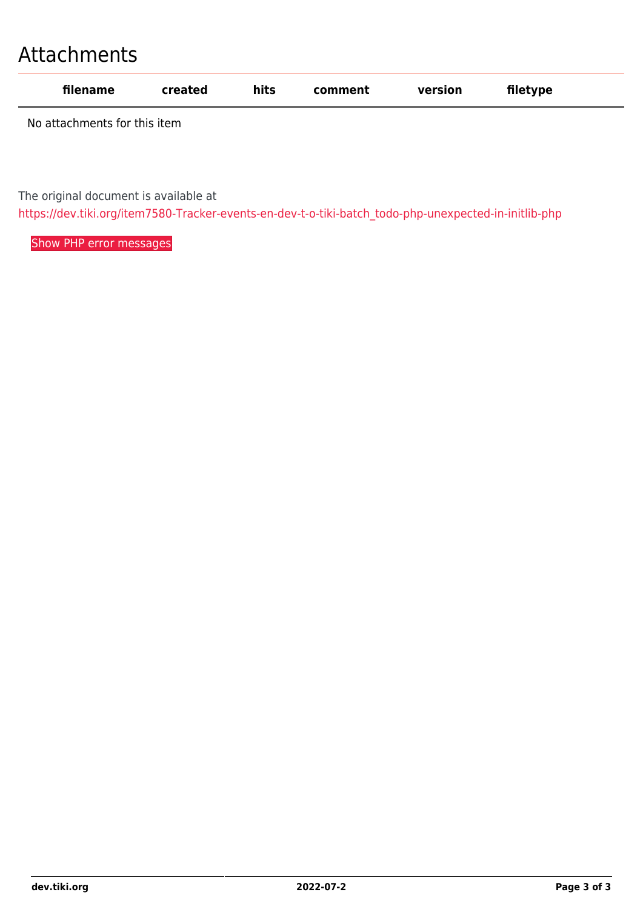# Attachments

| filename | created | hits | comment | version | filetype |
|---|---|---|---|---|---|

No attachments for this item

The original document is available at https://dev.tiki.org/item7580-Tracker-events-en-dev-t-o-tiki-batch_todo-php-unexpected-in-initlib-php

Show PHP error messages